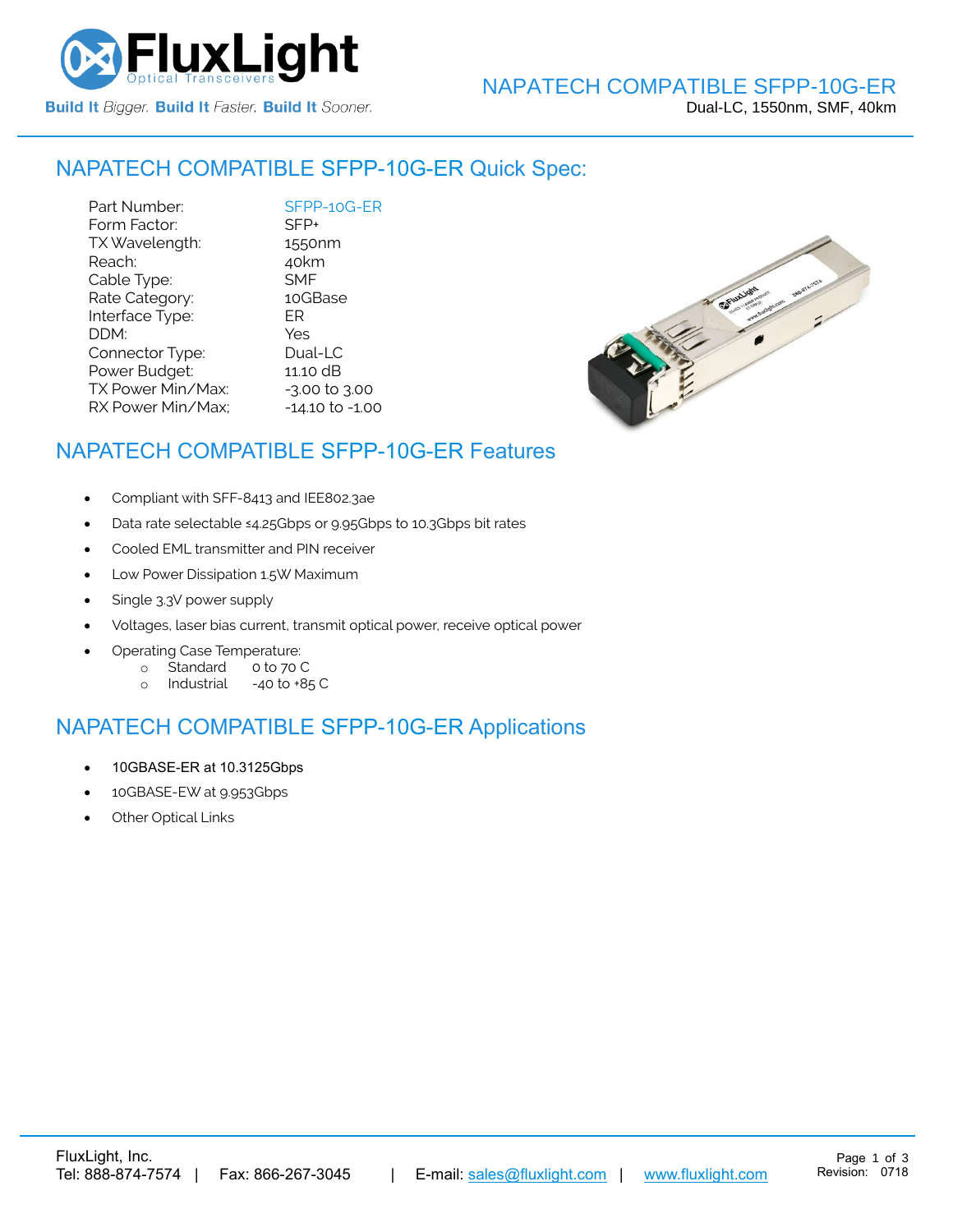# NAPATECH COMPATIBLE SFPP-10G-ER

Dual-LC, 1550nm, SMF, 40km

## NAPATECH COMPATIBLE SFPP-10G-ER Quick Spec:

| | |
|---|---|
| Part Number: | SFPP-10G-ER |
| Form Factor: | SFP+ |
| TX Wavelength: | 1550nm |
| Reach: | 40km |
| Cable Type: | SMF |
| Rate Category: | 10GBase |
| Interface Type: | ER |
| DDM: | Yes |
| Connector Type: | Dual-LC |
| Power Budget: | 11.10 dB |
| TX Power Min/Max: | -3.00 to 3.00 |
| RX Power Min/Max; | -14.10 to -1.00 |

## NAPATECH COMPATIBLE SFPP-10G-ER Features

- Compliant with SFF-8413 and IEE802.3ae
- Data rate selectable ≤4.25Gbps or 9.95Gbps to 10.3Gbps bit rates
- Cooled EML transmitter and PIN receiver
- Low Power Dissipation 1.5W Maximum
- Single 3.3V power supply
- Voltages, laser bias current, transmit optical power, receive optical power
- Operating Case Temperature:
  - Standard  0 to 70 C
  - Industrial  -40 to +85 C

## NAPATECH COMPATIBLE SFPP-10G-ER Applications

- 10GBASE-ER at 10.3125Gbps
- 10GBASE-EW at 9.953Gbps
- Other Optical Links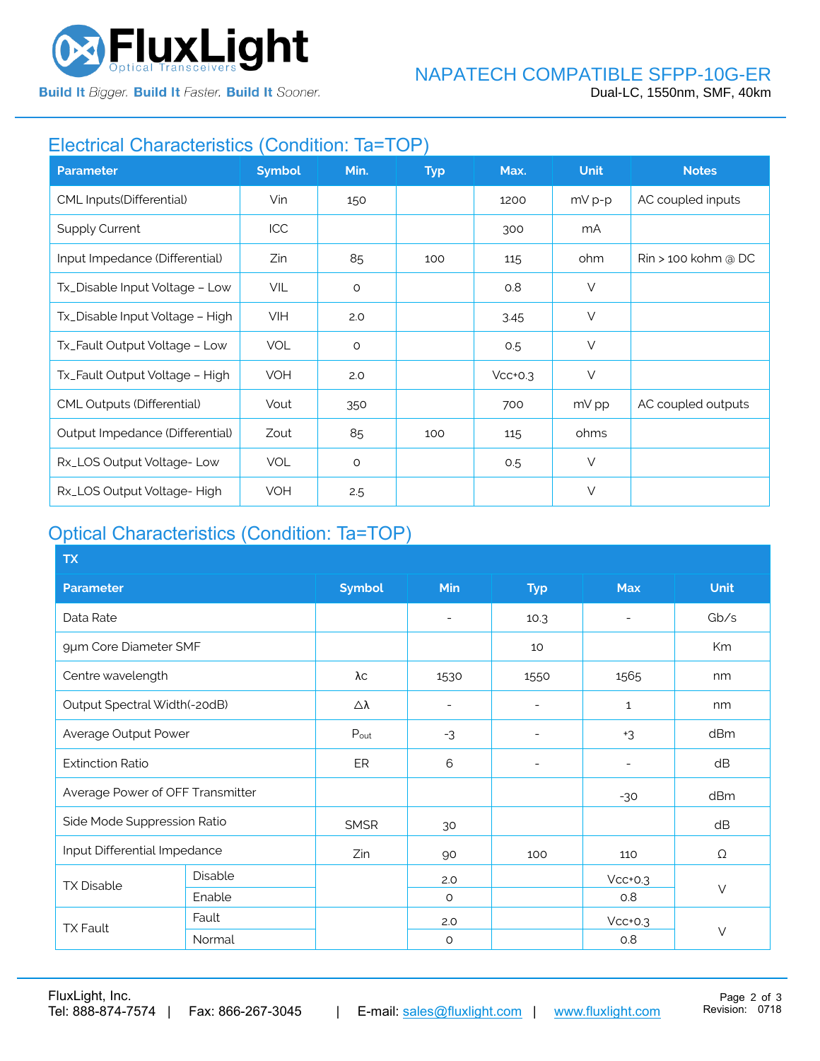## Electrical Characteristics (Condition: Ta=TOP)

| Parameter | Symbol | Min. | Typ | Max. | Unit | Notes |
|---|---|---|---|---|---|---|
| CML Inputs(Differential) | Vin | 150 | | 1200 | mV p-p | AC coupled inputs |
| Supply Current | ICC | | | 300 | mA | |
| Input Impedance (Differential) | Zin | 85 | 100 | 115 | ohm | Rin > 100 kohm @ DC |
| Tx_Disable Input Voltage – Low | VIL | 0 | | 0.8 | V | |
| Tx_Disable Input Voltage – High | VIH | 2.0 | | 3.45 | V | |
| Tx_Fault Output Voltage – Low | VOL | 0 | | 0.5 | V | |
| Tx_Fault Output Voltage – High | VOH | 2.0 | | Vcc+0.3 | V | |
| CML Outputs (Differential) | Vout | 350 | | 700 | mV pp | AC coupled outputs |
| Output Impedance (Differential) | Zout | 85 | 100 | 115 | ohms | |
| Rx_LOS Output Voltage- Low | VOL | 0 | | 0.5 | V | |
| Rx_LOS Output Voltage- High | VOH | 2.5 | | | V | |

## Optical Characteristics (Condition: Ta=TOP)

| TX | | | | | | |
|---|---|---|---|---|---|---|
| **Parameter** | | **Symbol** | **Min** | **Typ** | **Max** | **Unit** |
| Data Rate | | | - | 10.3 | - | Gb/s |
| 9μm Core Diameter SMF | | | | 10 | | Km |
| Centre wavelength | | λc | 1530 | 1550 | 1565 | nm |
| Output Spectral Width(-20dB) | | Δλ | - | - | 1 | nm |
| Average Output Power | | $P_{out}$ | -3 | - | +3 | dBm |
| Extinction Ratio | | ER | 6 | - | - | dB |
| Average Power of OFF Transmitter | | | | | -30 | dBm |
| Side Mode Suppression Ratio | | SMSR | 30 | | | dB |
| Input Differential Impedance | | Zin | 90 | 100 | 110 | Ω |
| TX Disable | Disable | | 2.0 | | Vcc+0.3 | V |
| | Enable | | 0 | | 0.8 | |
| TX Fault | Fault | | 2.0 | | Vcc+0.3 | V |
| | Normal | | 0 | | 0.8 | |

FluxLight, Inc.
Tel: 888-874-7574 | Fax: 866-267-3045 | E-mail: sales@fluxlight.com | www.fluxlight.com

Revision: 0718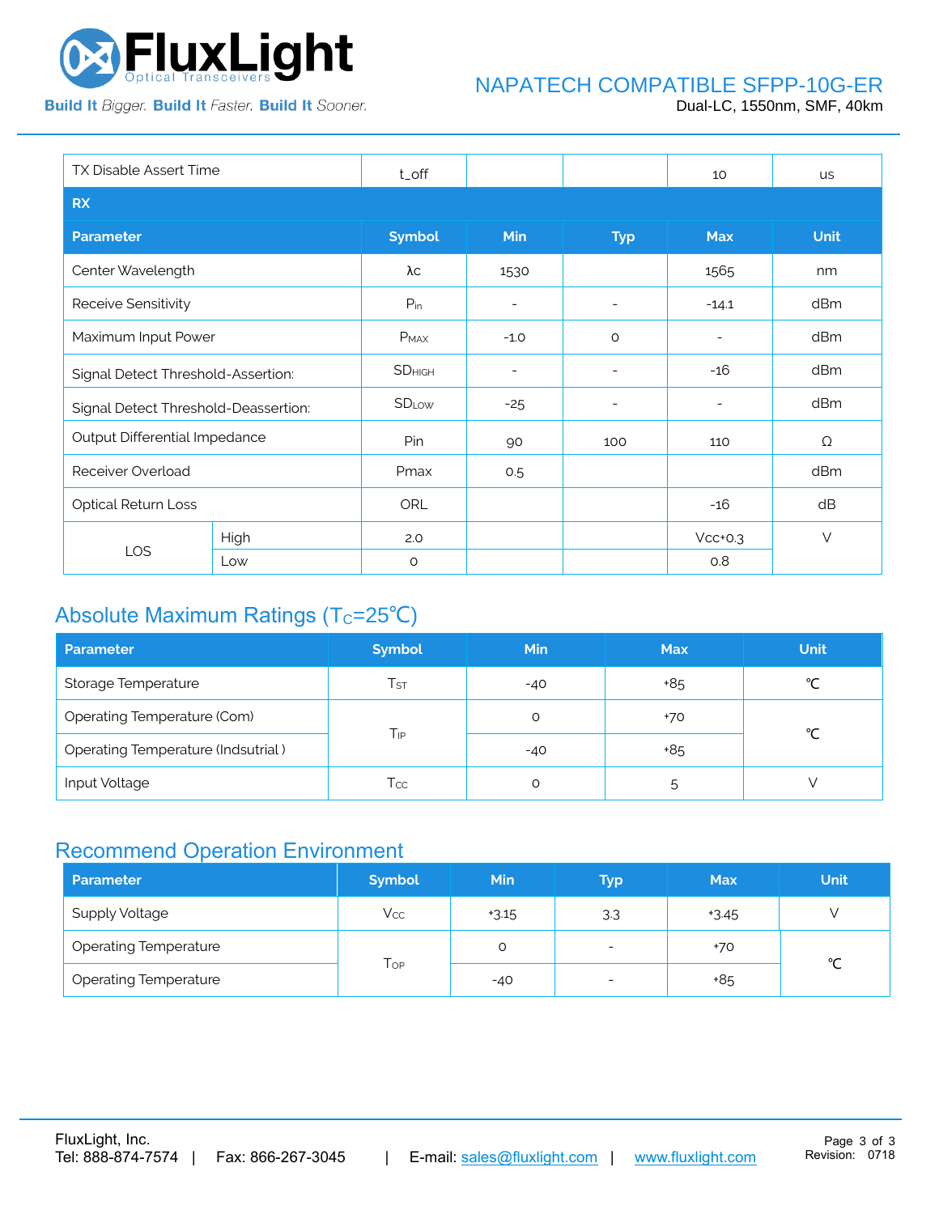| | | | | | |
|---|---|---|---|---|---|
| TX Disable Assert Time | t_off | | | 10 | us |
| **RX** | | | | | |
| **Parameter** | **Symbol** | **Min** | **Typ** | **Max** | **Unit** |
| Center Wavelength | λc | 1530 | | 1565 | nm |
| Receive Sensitivity | $P_{in}$ | - | - | -14.1 | dBm |
| Maximum Input Power | $P_{MAX}$ | -1.0 | 0 | - | dBm |
| Signal Detect Threshold-Assertion: | $SD_{HIGH}$ | - | - | -16 | dBm |
| Signal Detect Threshold-Deassertion: | $SD_{LOW}$ | -25 | - | - | dBm |
| Output Differential Impedance | Pin | 90 | 100 | 110 | Ω |
| Receiver Overload | Pmax | 0.5 | | | dBm |
| Optical Return Loss | ORL | | | -16 | dB |
| LOS High | 2.0 | | | Vcc+0.3 | V |
| LOS Low | 0 | | | 0.8 | V |

## Absolute Maximum Ratings ($T_C$=25℃)

| Parameter | Symbol | Min | Max | Unit |
|---|---|---|---|---|
| Storage Temperature | $T_{ST}$ | -40 | +85 | ℃ |
| Operating Temperature (Com) | $T_{IP}$ | 0 | +70 | ℃ |
| Operating Temperature (Indsutrial ) | $T_{IP}$ | -40 | +85 | ℃ |
| Input Voltage | $T_{CC}$ | 0 | 5 | V |

## Recommend Operation Environment

| Parameter | Symbol | Min | Typ | Max | Unit |
|---|---|---|---|---|---|
| Supply Voltage | $V_{CC}$ | +3.15 | 3.3 | +3.45 | V |
| Operating Temperature | $T_{OP}$ | 0 | - | +70 | ℃ |
| Operating Temperature | $T_{OP}$ | -40 | - | +85 | ℃ |

FluxLight, Inc.
Tel: 888-874-7574 | Fax: 866-267-3045 | E-mail: sales@fluxlight.com | www.fluxlight.com

Revision: 0718